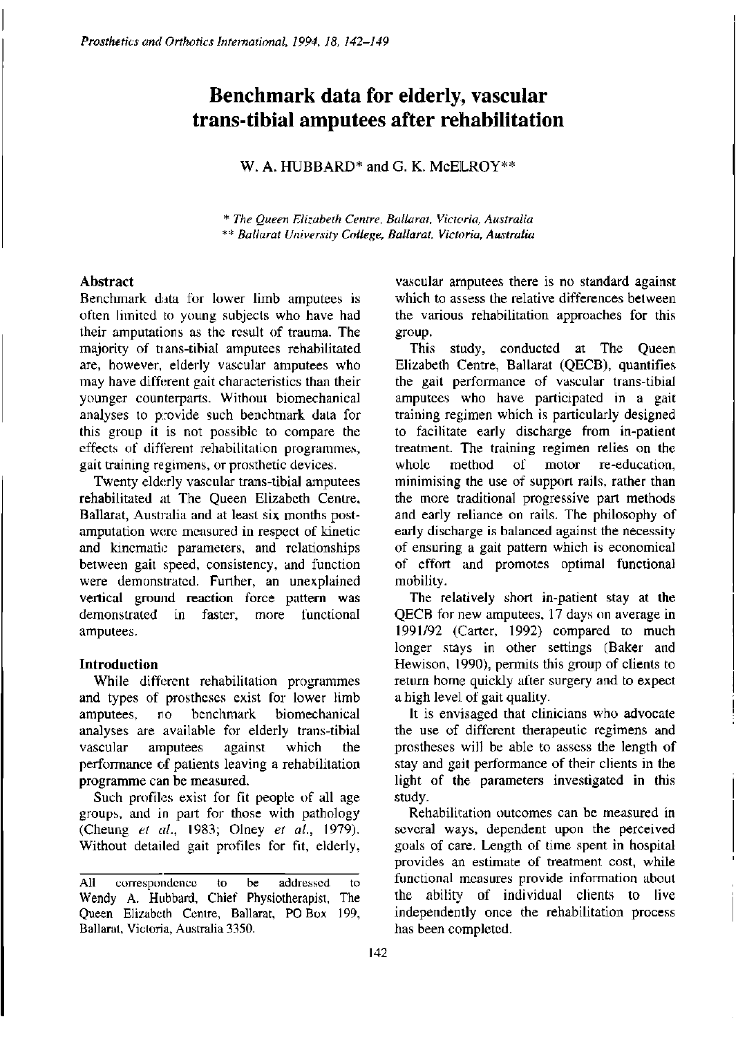# Benchmark data for elderly, vascular trans-tibial amputees after rehabilitation

W. A. HUBBARD* and G. K. McELROY**

\* *The Queen Elizabeth Centre, Ballarat, Victoria, Australia*
\** *Ballarat University College, Ballarat, Victoria, Australia*

## Abstract

Benchmark data for lower limb amputees is often limited to young subjects who have had their amputations as the result of trauma. The majority of trans-tibial amputees rehabilitated are, however, elderly vascular amputees who may have different gait characteristics than their younger counterparts. Without biomechanical analyses to provide such benchmark data for this group it is not possible to compare the effects of different rehabilitation programmes, gait training regimens, or prosthetic devices.

Twenty elderly vascular trans-tibial amputees rehabilitated at The Queen Elizabeth Centre, Ballarat, Australia and at least six months post-amputation were measured in respect of kinetic and kinematic parameters, and relationships between gait speed, consistency, and function were demonstrated. Further, an unexplained vertical ground reaction force pattern was demonstrated in faster, more functional amputees.

## Introduction

While different rehabilitation programmes and types of prostheses exist for lower limb amputees, no benchmark biomechanical analyses are available for elderly trans-tibial vascular amputees against which the performance of patients leaving a rehabilitation programme can be measured.

Such profiles exist for fit people of all age groups, and in part for those with pathology (Cheung *et al.*, 1983; Olney *et al.*, 1979). Without detailed gait profiles for fit, elderly, vascular amputees there is no standard against which to assess the relative differences between the various rehabilitation approaches for this group.

This study, conducted at The Queen Elizabeth Centre, Ballarat (QECB), quantifies the gait performance of vascular trans-tibial amputees who have participated in a gait training regimen which is particularly designed to facilitate early discharge from in-patient treatment. The training regimen relies on the whole method of motor re-education, minimising the use of support rails, rather than the more traditional progressive part methods and early reliance on rails. The philosophy of early discharge is balanced against the necessity of ensuring a gait pattern which is economical of effort and promotes optimal functional mobility.

The relatively short in-patient stay at the QECB for new amputees, 17 days on average in 1991/92 (Carter, 1992) compared to much longer stays in other settings (Baker and Hewison, 1990), permits this group of clients to return home quickly after surgery and to expect a high level of gait quality.

It is envisaged that clinicians who advocate the use of different therapeutic regimens and prostheses will be able to assess the length of stay and gait performance of their clients in the light of the parameters investigated in this study.

Rehabilitation outcomes can be measured in several ways, dependent upon the perceived goals of care. Length of time spent in hospital provides an estimate of treatment cost, while functional measures provide information about the ability of individual clients to live independently once the rehabilitation process has been completed.

---

All correspondence to be addressed to Wendy A. Hubbard, Chief Physiotherapist, The Queen Elizabeth Centre, Ballarat, PO Box 199, Ballarat, Victoria, Australia 3350.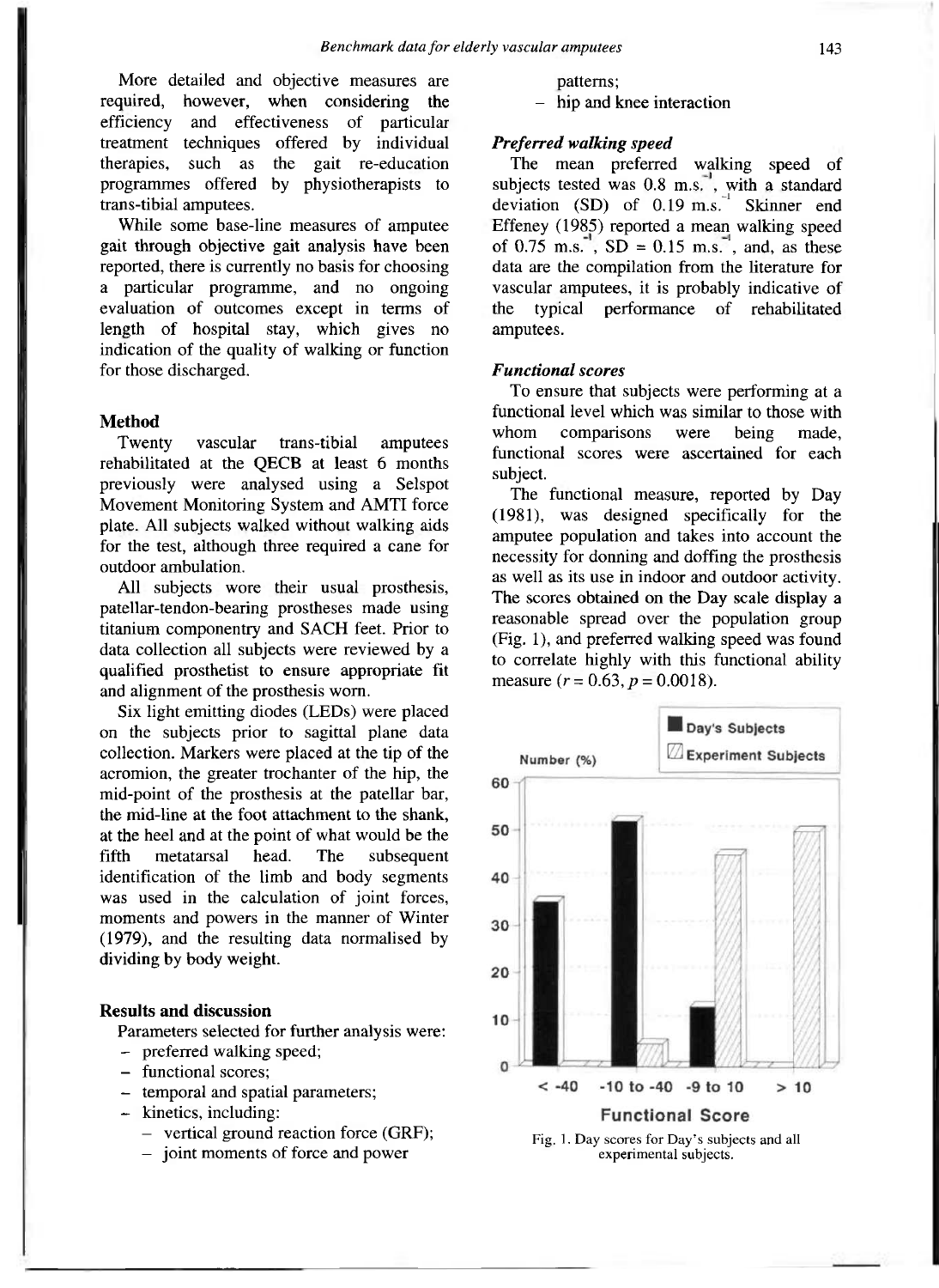More detailed and objective measures are required, however, when considering the efficiency and effectiveness of particular treatment techniques offered by individual therapies, such as the gait re-education programmes offered by physiotherapists to trans-tibial amputees.

While some base-line measures of amputee gait through objective gait analysis have been reported, there is currently no basis for choosing a particular programme, and no ongoing evaluation of outcomes except in terms of length of hospital stay, which gives no indication of the quality of walking or function for those discharged.

## Method

Twenty vascular trans-tibial amputees rehabilitated at the QECB at least 6 months previously were analysed using a Selspot Movement Monitoring System and AMTI force plate. All subjects walked without walking aids for the test, although three required a cane for outdoor ambulation.

All subjects wore their usual prosthesis, patellar-tendon-bearing prostheses made using titanium componentry and SACH feet. Prior to data collection all subjects were reviewed by a qualified prosthetist to ensure appropriate fit and alignment of the prosthesis worn.

Six light emitting diodes (LEDs) were placed on the subjects prior to sagittal plane data collection. Markers were placed at the tip of the acromion, the greater trochanter of the hip, the mid-point of the prosthesis at the patellar bar, the mid-line at the foot attachment to the shank, at the heel and at the point of what would be the fifth metatarsal head. The subsequent identification of the limb and body segments was used in the calculation of joint forces, moments and powers in the manner of Winter (1979), and the resulting data normalised by dividing by body weight.

## Results and discussion

Parameters selected for further analysis were:

- preferred walking speed;
- functional scores;
- temporal and spatial parameters;
- kinetics, including:
  - vertical ground reaction force (GRF);
  - joint moments of force and power patterns;
  - hip and knee interaction

### *Preferred walking speed*

The mean preferred walking speed of subjects tested was 0.8 $m.s.^{-1}$, with a standard deviation (SD) of 0.19 $m.s.^{-1}$ Skinner end Effeney (1985) reported a mean walking speed of 0.75 $m.s.^{-1}$, SD = 0.15 $m.s.^{-1}$, and, as these data are the compilation from the literature for vascular amputees, it is probably indicative of the typical performance of rehabilitated amputees.

### *Functional scores*

To ensure that subjects were performing at a functional level which was similar to those with whom comparisons were being made, functional scores were ascertained for each subject.

The functional measure, reported by Day (1981), was designed specifically for the amputee population and takes into account the necessity for donning and doffing the prosthesis as well as its use in indoor and outdoor activity. The scores obtained on the Day scale display a reasonable spread over the population group (Fig. 1), and preferred walking speed was found to correlate highly with this functional ability measure ($r = 0.63$, $p = 0.0018$).

Fig. 1. Day scores for Day's subjects and all experimental subjects.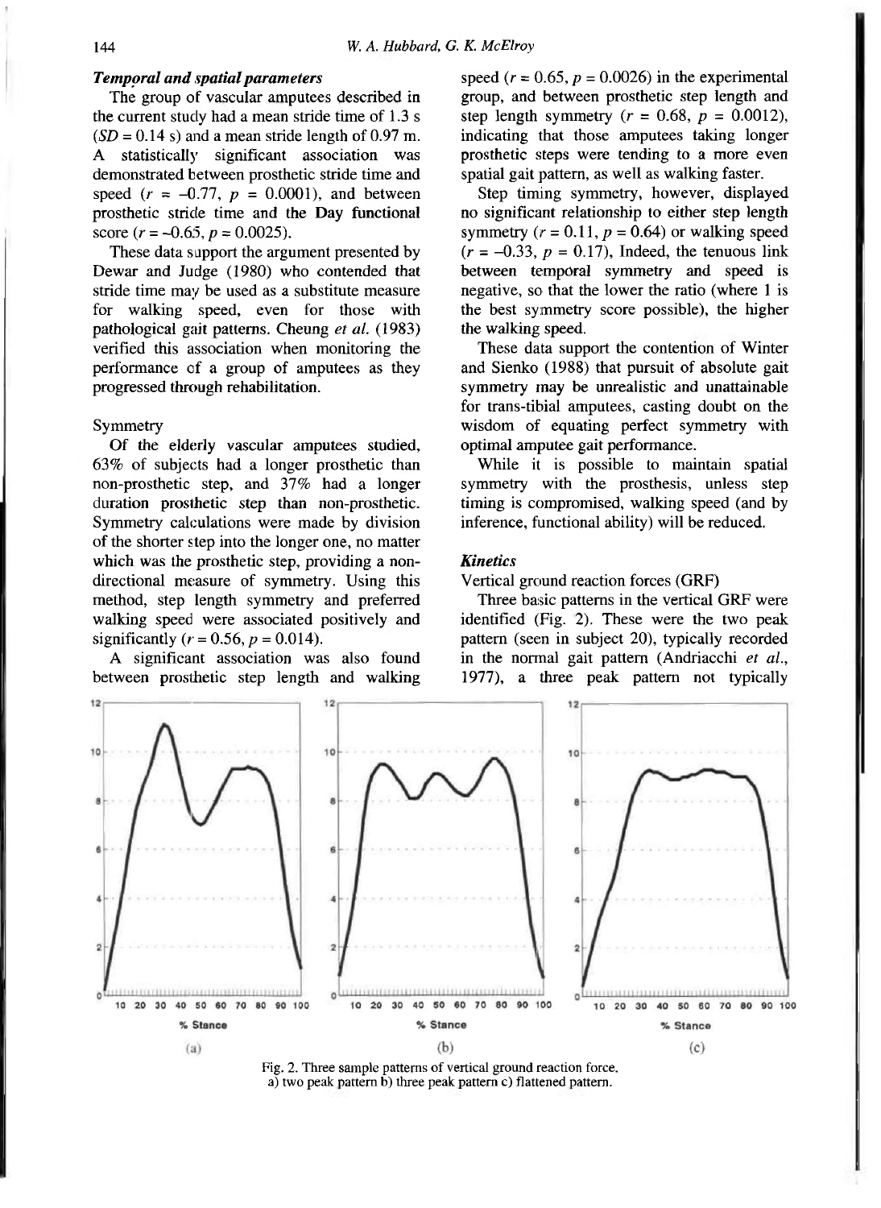### *Temporal and spatial parameters*

The group of vascular amputees described in the current study had a mean stride time of 1.3 s ($SD$ = 0.14 s) and a mean stride length of 0.97 m. A statistically significant association was demonstrated between prosthetic stride time and speed ($r$ = –0.77, $p$ = 0.0001), and between prosthetic stride time and the Day functional score ($r$ = –0.65, $p$ = 0.0025).

These data support the argument presented by Dewar and Judge (1980) who contended that stride time may be used as a substitute measure for walking speed, even for those with pathological gait patterns. Cheung *et al.* (1983) verified this association when monitoring the performance of a group of amputees as they progressed through rehabilitation.

Symmetry

Of the elderly vascular amputees studied, 63% of subjects had a longer prosthetic than non-prosthetic step, and 37% had a longer duration prosthetic step than non-prosthetic. Symmetry calculations were made by division of the shorter step into the longer one, no matter which was the prosthetic step, providing a non-directional measure of symmetry. Using this method, step length symmetry and preferred walking speed were associated positively and significantly ($r$ = 0.56, $p$ = 0.014).

A significant association was also found between prosthetic step length and walking speed ($r$ = 0.65, $p$ = 0.0026) in the experimental group, and between prosthetic step length and step length symmetry ($r$ = 0.68, $p$ = 0.0012), indicating that those amputees taking longer prosthetic steps were tending to a more even spatial gait pattern, as well as walking faster.

Step timing symmetry, however, displayed no significant relationship to either step length symmetry ($r$ = 0.11, $p$ = 0.64) or walking speed ($r$ = –0.33, $p$ = 0.17), Indeed, the tenuous link between temporal symmetry and speed is negative, so that the lower the ratio (where 1 is the best symmetry score possible), the higher the walking speed.

These data support the contention of Winter and Sienko (1988) that pursuit of absolute gait symmetry may be unrealistic and unattainable for trans-tibial amputees, casting doubt on the wisdom of equating perfect symmetry with optimal amputee gait performance.

While it is possible to maintain spatial symmetry with the prosthesis, unless step timing is compromised, walking speed (and by inference, functional ability) will be reduced.

### *Kinetics*

Vertical ground reaction forces (GRF)

Three basic patterns in the vertical GRF were identified (Fig. 2). These were the two peak pattern (seen in subject 20), typically recorded in the normal gait pattern (Andriacchi *et al.*, 1977), a three peak pattern not typically

Fig. 2. Three sample patterns of vertical ground reaction force. a) two peak pattern b) three peak pattern c) flattened pattern.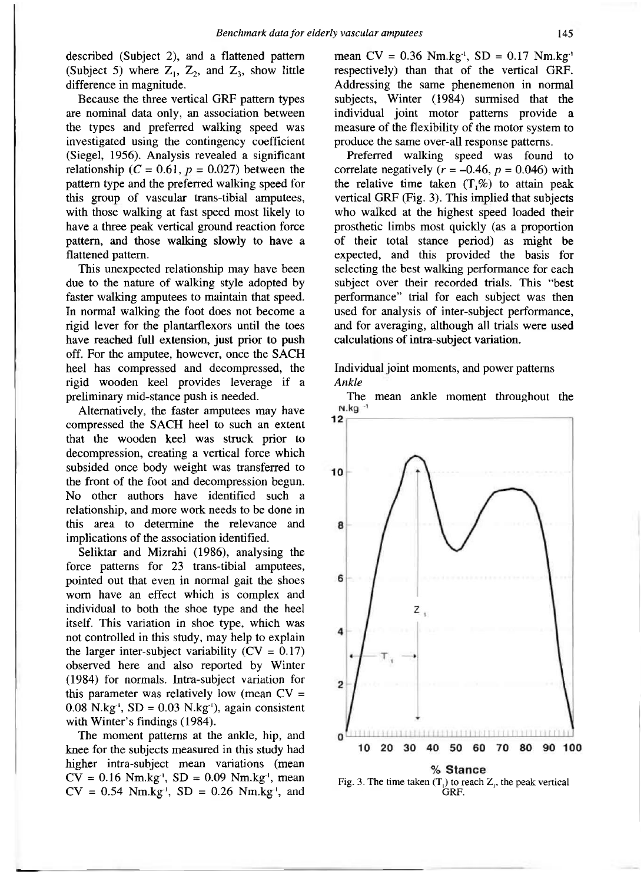described (Subject 2), and a flattened pattern (Subject 5) where $Z_1$, $Z_2$, and $Z_3$, show little difference in magnitude.

Because the three vertical GRF pattern types are nominal data only, an association between the types and preferred walking speed was investigated using the contingency coefficient (Siegel, 1956). Analysis revealed a significant relationship ($C = 0.61$, $p = 0.027$) between the pattern type and the preferred walking speed for this group of vascular trans-tibial amputees, with those walking at fast speed most likely to have a three peak vertical ground reaction force pattern, and those walking slowly to have a flattened pattern.

This unexpected relationship may have been due to the nature of walking style adopted by faster walking amputees to maintain that speed. In normal walking the foot does not become a rigid lever for the plantarflexors until the toes have reached full extension, just prior to push off. For the amputee, however, once the SACH heel has compressed and decompressed, the rigid wooden keel provides leverage if a preliminary mid-stance push is needed.

Alternatively, the faster amputees may have compressed the SACH heel to such an extent that the wooden keel was struck prior to decompression, creating a vertical force which subsided once body weight was transferred to the front of the foot and decompression begun. No other authors have identified such a relationship, and more work needs to be done in this area to determine the relevance and implications of the association identified.

Seliktar and Mizrahi (1986), analysing the force patterns for 23 trans-tibial amputees, pointed out that even in normal gait the shoes worn have an effect which is complex and individual to both the shoe type and the heel itself. This variation in shoe type, which was not controlled in this study, may help to explain the larger inter-subject variability (CV = 0.17) observed here and also reported by Winter (1984) for normals. Intra-subject variation for this parameter was relatively low (mean CV = 0.08 N.kg$^{-1}$, SD = 0.03 N.kg$^{-1}$), again consistent with Winter's findings (1984).

The moment patterns at the ankle, hip, and knee for the subjects measured in this study had higher intra-subject mean variations (mean CV = 0.16 Nm.kg$^{-1}$, SD = 0.09 Nm.kg$^{-1}$, mean CV = 0.54 Nm.kg$^{-1}$, SD = 0.26 Nm.kg$^{-1}$, and mean CV = 0.36 Nm.kg$^{-1}$, SD = 0.17 Nm.kg$^{-1}$ respectively) than that of the vertical GRF. Addressing the same phenemenon in normal subjects, Winter (1984) surmised that the individual joint motor patterns provide a measure of the flexibility of the motor system to produce the same over-all response patterns.

Preferred walking speed was found to correlate negatively ($r = -0.46$, $p = 0.046$) with the relative time taken ($T_1$%) to attain peak vertical GRF (Fig. 3). This implied that subjects who walked at the highest speed loaded their prosthetic limbs most quickly (as a proportion of their total stance period) as might be expected, and this provided the basis for selecting the best walking performance for each subject over their recorded trials. This "best performance" trial for each subject was then used for analysis of inter-subject performance, and for averaging, although all trials were used calculations of intra-subject variation.

## Individual joint moments, and power patterns

### Ankle

The mean ankle moment throughout the

Fig. 3. The time taken ($T_1$) to reach $Z_1$, the peak vertical GRF.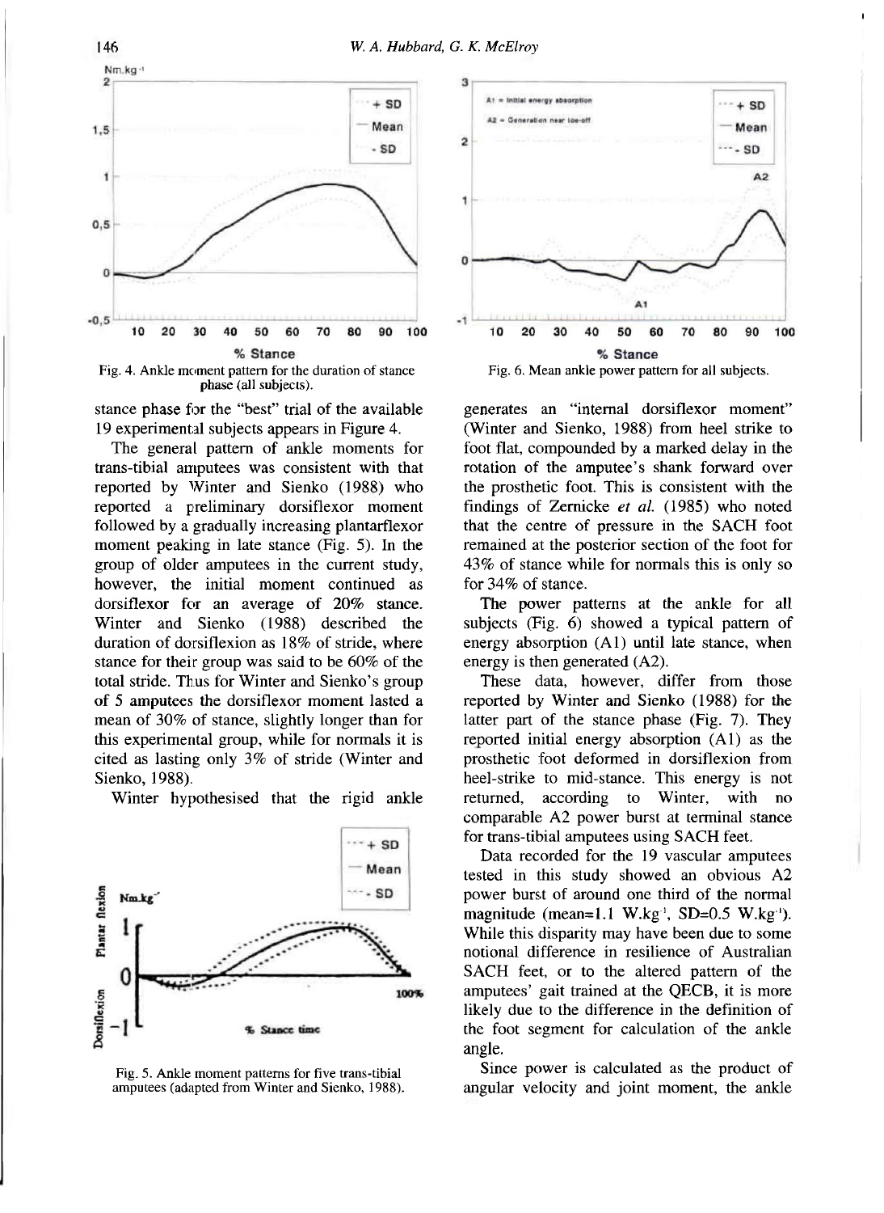Fig. 4. Ankle moment pattern for the duration of stance phase (all subjects).

Fig. 6. Mean ankle power pattern for all subjects.

stance phase for the "best" trial of the available 19 experimental subjects appears in Figure 4.

The general pattern of ankle moments for trans-tibial amputees was consistent with that reported by Winter and Sienko (1988) who reported a preliminary dorsiflexor moment followed by a gradually increasing plantarflexor moment peaking in late stance (Fig. 5). In the group of older amputees in the current study, however, the initial moment continued as dorsiflexor for an average of 20% stance. Winter and Sienko (1988) described the duration of dorsiflexion as 18% of stride, where stance for their group was said to be 60% of the total stride. Thus for Winter and Sienko's group of 5 amputees the dorsiflexor moment lasted a mean of 30% of stance, slightly longer than for this experimental group, while for normals it is cited as lasting only 3% of stride (Winter and Sienko, 1988).

Winter hypothesised that the rigid ankle generates an "internal dorsiflexor moment" (Winter and Sienko, 1988) from heel strike to foot flat, compounded by a marked delay in the rotation of the amputee's shank forward over the prosthetic foot. This is consistent with the findings of Zernicke *et al.* (1985) who noted that the centre of pressure in the SACH foot remained at the posterior section of the foot for 43% of stance while for normals this is only so for 34% of stance.

Fig. 5. Ankle moment patterns for five trans-tibial amputees (adapted from Winter and Sienko, 1988).

The power patterns at the ankle for all subjects (Fig. 6) showed a typical pattern of energy absorption (A1) until late stance, when energy is then generated (A2).

These data, however, differ from those reported by Winter and Sienko (1988) for the latter part of the stance phase (Fig. 7). They reported initial energy absorption (A1) as the prosthetic foot deformed in dorsiflexion from heel-strike to mid-stance. This energy is not returned, according to Winter, with no comparable A2 power burst at terminal stance for trans-tibial amputees using SACH feet.

Data recorded for the 19 vascular amputees tested in this study showed an obvious A2 power burst of around one third of the normal magnitude (mean=1.1 $W.kg^{-1}$, SD=0.5 $W.kg^{-1}$). While this disparity may have been due to some notional difference in resilience of Australian SACH feet, or to the altered pattern of the amputees' gait trained at the QECB, it is more likely due to the difference in the definition of the foot segment for calculation of the ankle angle.

Since power is calculated as the product of angular velocity and joint moment, the ankle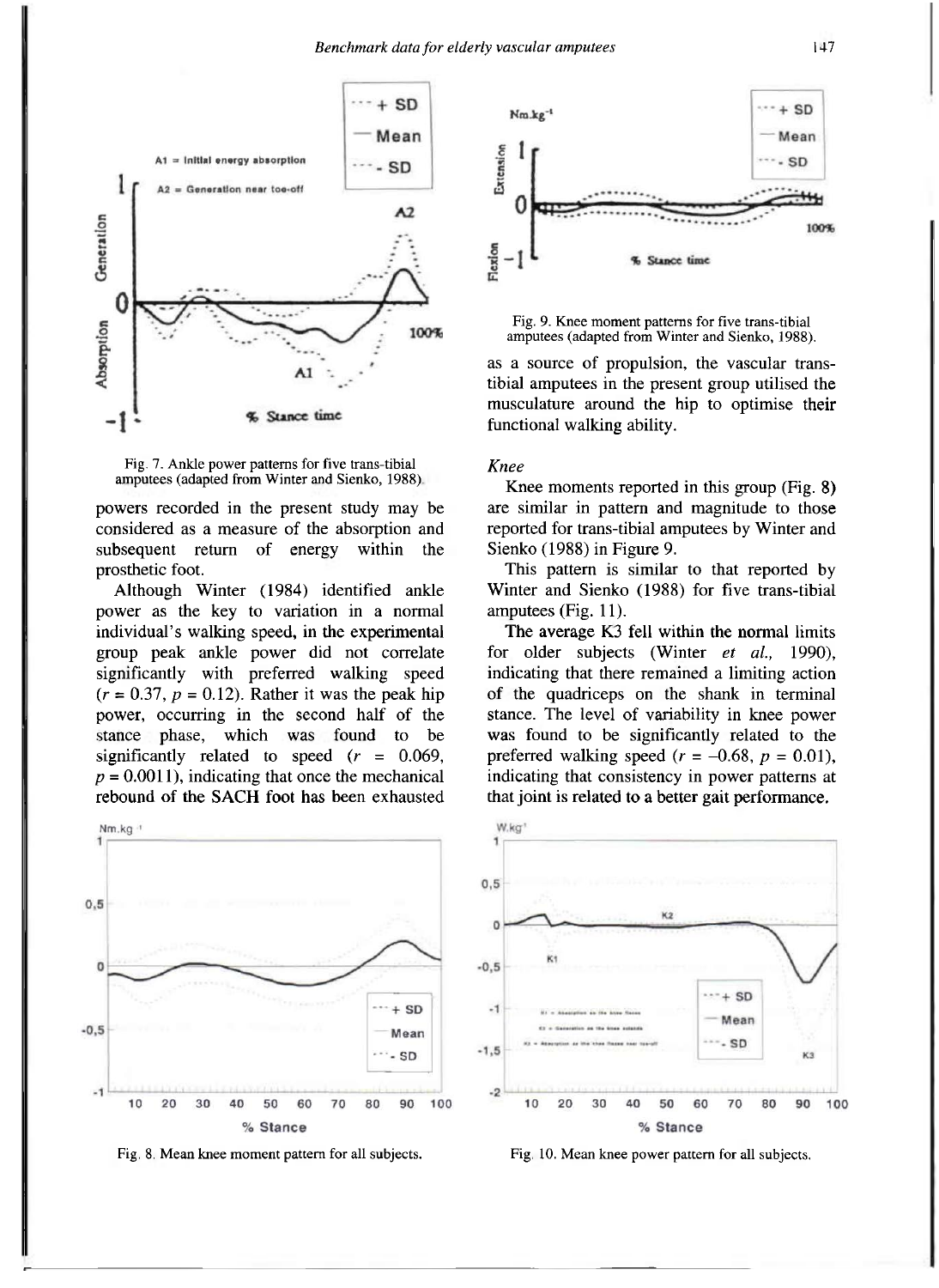Fig. 7. Ankle power patterns for five trans-tibial amputees (adapted from Winter and Sienko, 1988).

powers recorded in the present study may be considered as a measure of the absorption and subsequent return of energy within the prosthetic foot.

Although Winter (1984) identified ankle power as the key to variation in a normal individual's walking speed, in the experimental group peak ankle power did not correlate significantly with preferred walking speed ($r = 0.37$, $p = 0.12$). Rather it was the peak hip power, occurring in the second half of the stance phase, which was found to be significantly related to speed ($r = 0.069$, $p = 0.0011$), indicating that once the mechanical rebound of the SACH foot has been exhausted as a source of propulsion, the vascular trans-tibial amputees in the present group utilised the musculature around the hip to optimise their functional walking ability.

Fig. 9. Knee moment patterns for five trans-tibial amputees (adapted from Winter and Sienko, 1988).

### *Knee*

Knee moments reported in this group (Fig. 8) are similar in pattern and magnitude to those reported for trans-tibial amputees by Winter and Sienko (1988) in Figure 9.

This pattern is similar to that reported by Winter and Sienko (1988) for five trans-tibial amputees (Fig. 11).

The average K3 fell within the normal limits for older subjects (Winter *et al.*, 1990), indicating that there remained a limiting action of the quadriceps on the shank in terminal stance. The level of variability in knee power was found to be significantly related to the preferred walking speed ($r = -0.68$, $p = 0.01$), indicating that consistency in power patterns at that joint is related to a better gait performance.

Fig. 8. Mean knee moment pattern for all subjects.

Fig. 10. Mean knee power pattern for all subjects.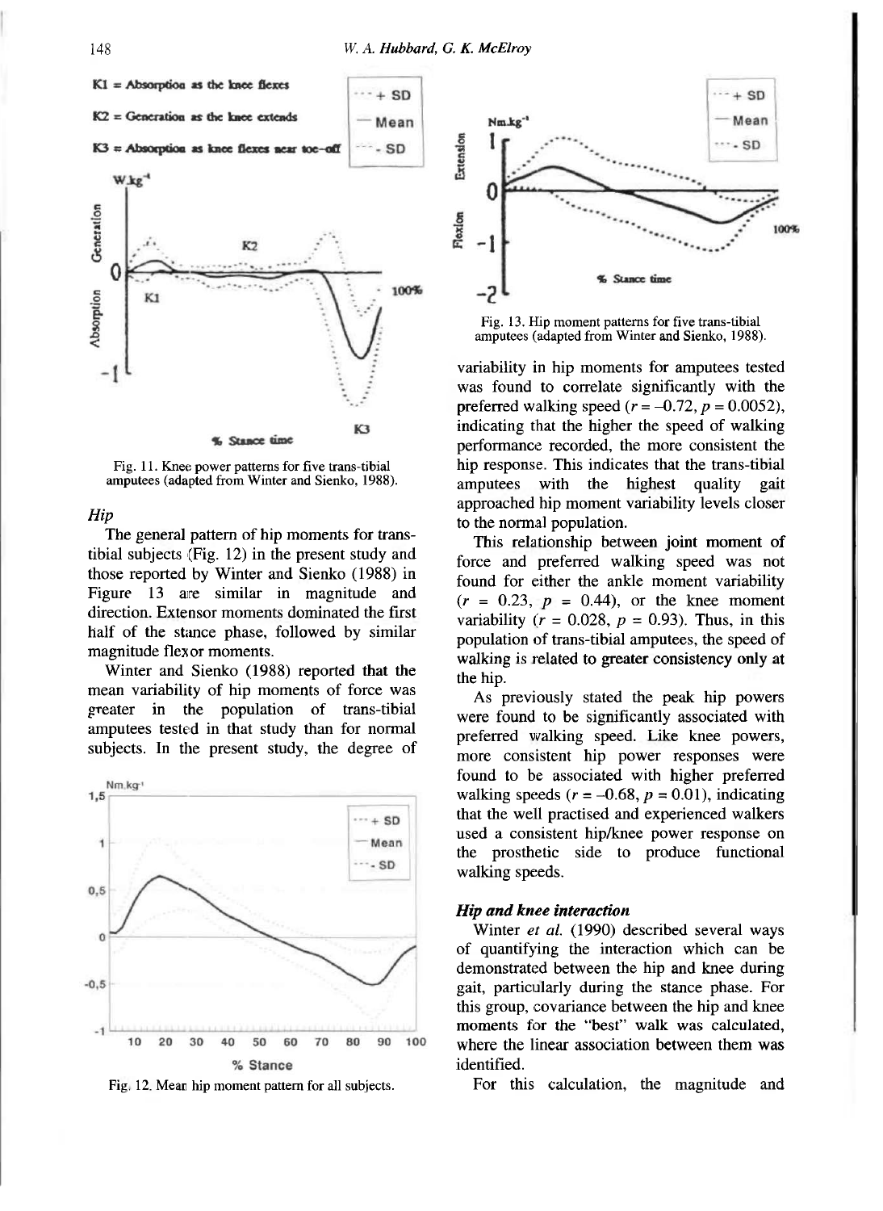Fig. 11. Knee power patterns for five trans-tibial amputees (adapted from Winter and Sienko, 1988).

### *Hip*

The general pattern of hip moments for trans-tibial subjects (Fig. 12) in the present study and those reported by Winter and Sienko (1988) in Figure 13 are similar in magnitude and direction. Extensor moments dominated the first half of the stance phase, followed by similar magnitude flexor moments.

Winter and Sienko (1988) reported that the mean variability of hip moments of force was greater in the population of trans-tibial amputees tested in that study than for normal subjects. In the present study, the degree of variability in hip moments for amputees tested was found to correlate significantly with the preferred walking speed ($r = -0.72$, $p = 0.0052$), indicating that the higher the speed of walking performance recorded, the more consistent the hip response. This indicates that the trans-tibial amputees with the highest quality gait approached hip moment variability levels closer to the normal population.

Fig. 12. Mean hip moment pattern for all subjects.

Fig. 13. Hip moment patterns for five trans-tibial amputees (adapted from Winter and Sienko, 1988).

This relationship between joint moment of force and preferred walking speed was not found for either the ankle moment variability ($r = 0.23$, $p = 0.44$), or the knee moment variability ($r = 0.028$, $p = 0.93$). Thus, in this population of trans-tibial amputees, the speed of walking is related to greater consistency only at the hip.

As previously stated the peak hip powers were found to be significantly associated with preferred walking speed. Like knee powers, more consistent hip power responses were found to be associated with higher preferred walking speeds ($r = -0.68$, $p = 0.01$), indicating that the well practised and experienced walkers used a consistent hip/knee power response on the prosthetic side to produce functional walking speeds.

### *Hip and knee interaction*

Winter *et al.* (1990) described several ways of quantifying the interaction which can be demonstrated between the hip and knee during gait, particularly during the stance phase. For this group, covariance between the hip and knee moments for the "best" walk was calculated, where the linear association between them was identified.

For this calculation, the magnitude and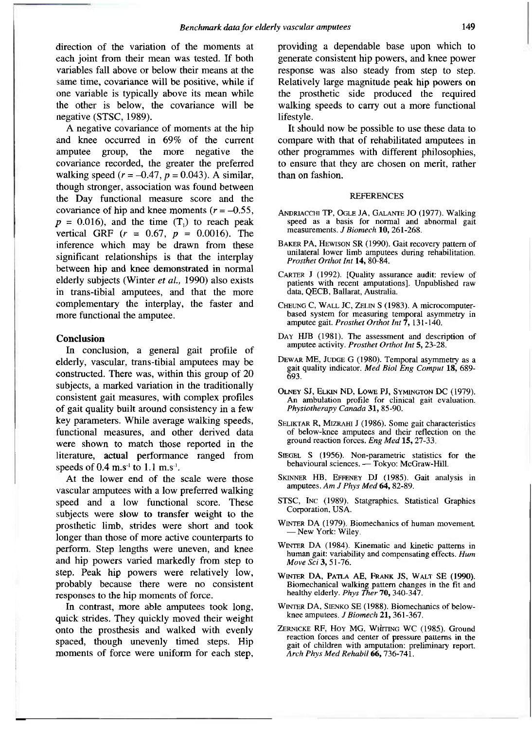direction of the variation of the moments at each joint from their mean was tested. If both variables fall above or below their means at the same time, covariance will be positive, while if one variable is typically above its mean while the other is below, the covariance will be negative (STSC, 1989).

A negative covariance of moments at the hip and knee occurred in 69% of the current amputee group, the more negative the covariance recorded, the greater the preferred walking speed ($r = -0.47$, $p = 0.043$). A similar, though stronger, association was found between the Day functional measure score and the covariance of hip and knee moments ($r = -0.55$, $p = 0.016$), and the time ($T_1$) to reach peak vertical GRF ($r = 0.67$, $p = 0.0016$). The inference which may be drawn from these significant relationships is that the interplay between hip and knee demonstrated in normal elderly subjects (Winter *et al.,* 1990) also exists in trans-tibial amputees, and that the more complementary the interplay, the faster and more functional the amputee.

## Conclusion

In conclusion, a general gait profile of elderly, vascular, trans-tibial amputees may be constructed. There was, within this group of 20 subjects, a marked variation in the traditionally consistent gait measures, with complex profiles of gait quality built around consistency in a few key parameters. While average walking speeds, functional measures, and other derived data were shown to match those reported in the literature, actual performance ranged from speeds of 0.4 $m.s^{-1}$ to 1.1 $m.s^{-1}$.

At the lower end of the scale were those vascular amputees with a low preferred walking speed and a low functional score. These subjects were slow to transfer weight to the prosthetic limb, strides were short and took longer than those of more active counterparts to perform. Step lengths were uneven, and knee and hip powers varied markedly from step to step. Peak hip powers were relatively low, probably because there were no consistent responses to the hip moments of force.

In contrast, more able amputees took long, quick strides. They quickly moved their weight onto the prosthesis and walked with evenly spaced, though unevenly timed steps. Hip moments of force were uniform for each step, providing a dependable base upon which to generate consistent hip powers, and knee power response was also steady from step to step. Relatively large magnitude peak hip powers on the prosthetic side produced the required walking speeds to carry out a more functional lifestyle.

It should now be possible to use these data to compare with that of rehabilitated amputees in other programmes with different philosophies, to ensure that they are chosen on merit, rather than on fashion.

## REFERENCES

Andriacchi TP, Ogle JA, Galante JO (1977). Walking speed as a basis for normal and abnormal gait measurements. *J Biomech* **10**, 261-268.

Baker PA, Hewison SR (1990). Gait recovery pattern of unilateral lower limb amputees during rehabilitation. *Prosthet Orthot Int* **14**, 80-84.

Carter J (1992). [Quality assurance audit: review of patients with recent amputations]. Unpublished raw data, QECB, Ballarat, Australia.

Cheung C, Wall JC, Zelin S (1983). A microcomputer-based system for measuring temporal asymmetry in amputee gait. *Prosthet Orthot Int* **7**, 131-140.

Day HJB (1981). The assessment and description of amputee activity. *Prosthet Orthot Int* **5**, 23-28.

Dewar ME, Judge G (1980). Temporal asymmetry as a gait quality indicator. *Med Biol Eng Comput* **18**, 689-693.

Olney SJ, Elkin ND, Lowe PJ, Symington DC (1979). An ambulation profile for clinical gait evaluation. *Physiotherapy Canada* **31**, 85-90.

Seliktar R, Mizrahi J (1986). Some gait characteristics of below-knee amputees and their reflection on the ground reaction forces. *Eng Med* **15**, 27-33.

Siegel S (1956). Non-parametric statistics for the behavioural sciences. — Tokyo: McGraw-Hill.

Skinner HB, Effeney DJ (1985). Gait analysis in amputees. *Am J Phys Med* **64**, 82-89.

STSC, Inc (1989). Statgraphics. Statistical Graphics Corporation, USA.

Winter DA (1979). Biomechanics of human movement. — New York: Wiley.

Winter DA (1984). Kinematic and kinetic patterns in human gait: variability and compensating effects. *Hum Move Sci* **3**, 51-76.

Winter DA, Patla AE, Frank JS, Walt SE (1990). Biomechanical walking pattern changes in the fit and healthy elderly. *Phys Ther* **70**, 340-347.

Winter DA, Sienko SE (1988). Biomechanics of below-knee amputees. *J Biomech* **21**, 361-367.

Zernicke RF, Hoy MG, Whiting WC (1985). Ground reaction forces and center of pressure patterns in the gait of children with amputation: preliminary report. *Arch Phys Med Rehabil* **66**, 736-741.